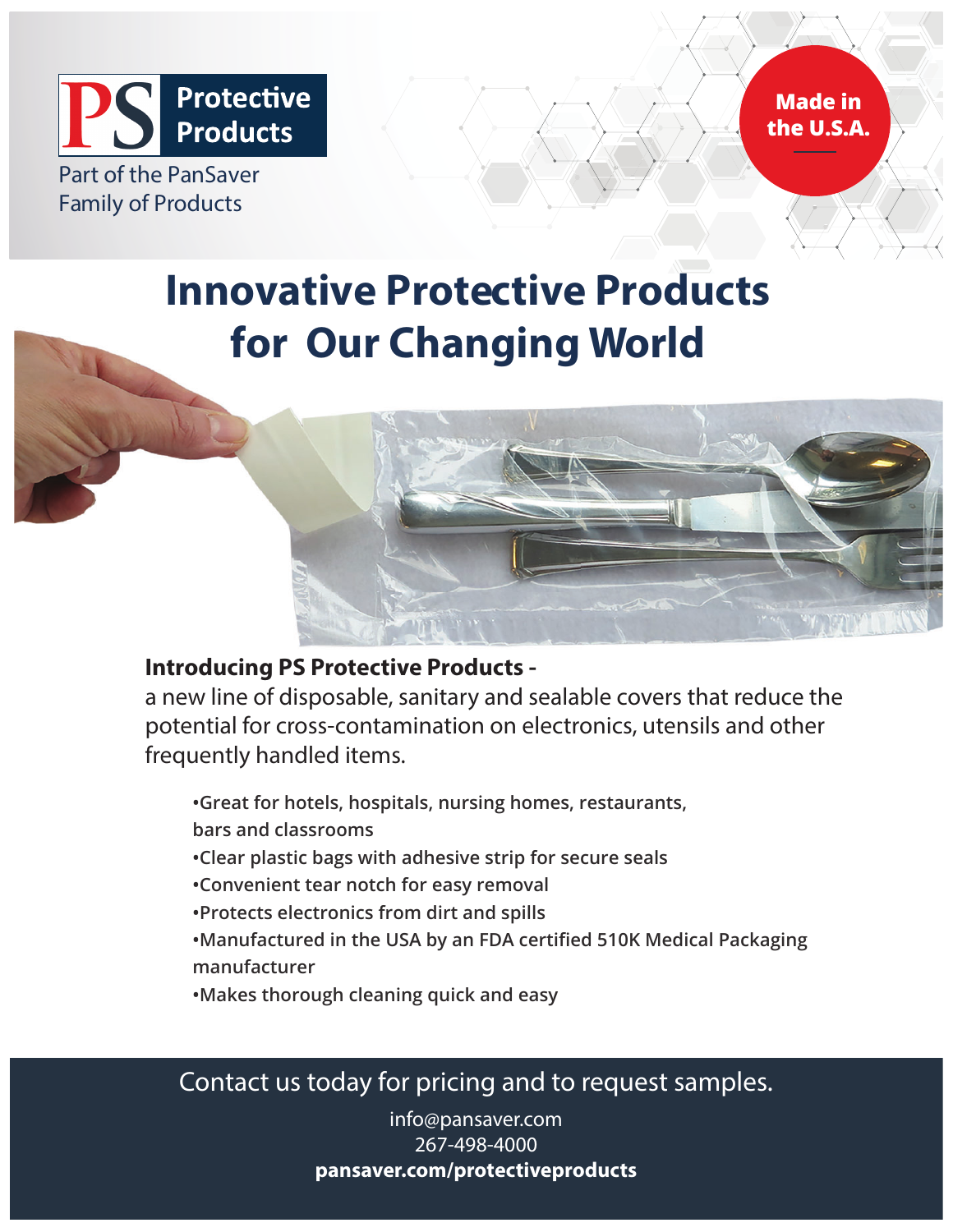PS Protective Products

Part of the PanSaver Family of Products

Made in the U.S.A.

# Innovative Protective Products for Our Changing World

**Introducing PS Protective Products -**
a new line of disposable, sanitary and sealable covers that reduce the potential for cross-contamination on electronics, utensils and other frequently handled items.

- Great for hotels, hospitals, nursing homes, restaurants, bars and classrooms
- Clear plastic bags with adhesive strip for secure seals
- Convenient tear notch for easy removal
- Protects electronics from dirt and spills
- Manufactured in the USA by an FDA certified 510K Medical Packaging manufacturer
- Makes thorough cleaning quick and easy

Contact us today for pricing and to request samples.

info@pansaver.com
267-498-4000
**pansaver.com/protectiveproducts**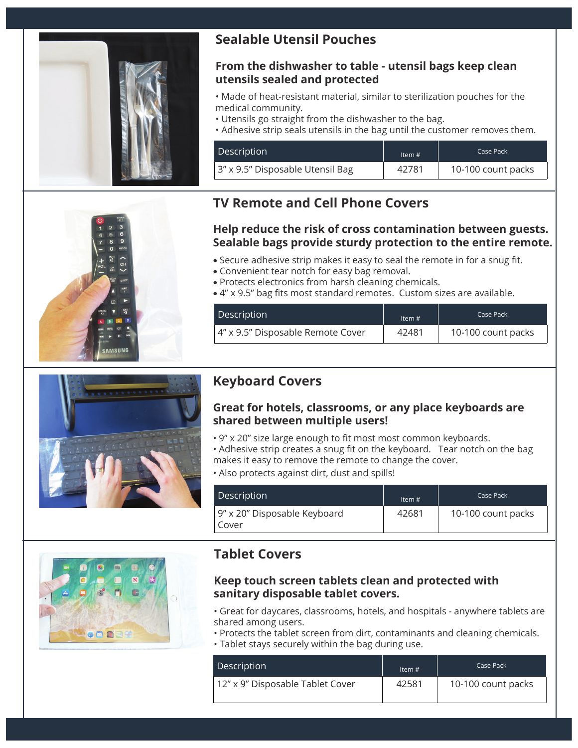## Sealable Utensil Pouches

### From the dishwasher to table - utensil bags keep clean utensils sealed and protected

- Made of heat-resistant material, similar to sterilization pouches for the medical community.
- Utensils go straight from the dishwasher to the bag.
- Adhesive strip seals utensils in the bag until the customer removes them.

| Description | Item # | Case Pack |
|---|---|---|
| 3" x 9.5" Disposable Utensil Bag | 42781 | 10-100 count packs |

## TV Remote and Cell Phone Covers

### Help reduce the risk of cross contamination between guests. Sealable bags provide sturdy protection to the entire remote.

- Secure adhesive strip makes it easy to seal the remote in for a snug fit.
- Convenient tear notch for easy bag removal.
- Protects electronics from harsh cleaning chemicals.
- 4" x 9.5" bag fits most standard remotes. Custom sizes are available.

| Description | Item # | Case Pack |
|---|---|---|
| 4" x 9.5" Disposable Remote Cover | 42481 | 10-100 count packs |

## Keyboard Covers

### Great for hotels, classrooms, or any place keyboards are shared between multiple users!

- 9" x 20" size large enough to fit most most common keyboards.
- Adhesive strip creates a snug fit on the keyboard. Tear notch on the bag makes it easy to remove the remote to change the cover.
- Also protects against dirt, dust and spills!

| Description | Item # | Case Pack |
|---|---|---|
| 9" x 20" Disposable Keyboard Cover | 42681 | 10-100 count packs |

## Tablet Covers

### Keep touch screen tablets clean and protected with sanitary disposable tablet covers.

- Great for daycares, classrooms, hotels, and hospitals - anywhere tablets are shared among users.
- Protects the tablet screen from dirt, contaminants and cleaning chemicals.
- Tablet stays securely within the bag during use.

| Description | Item # | Case Pack |
|---|---|---|
| 12" x 9" Disposable Tablet Cover | 42581 | 10-100 count packs |